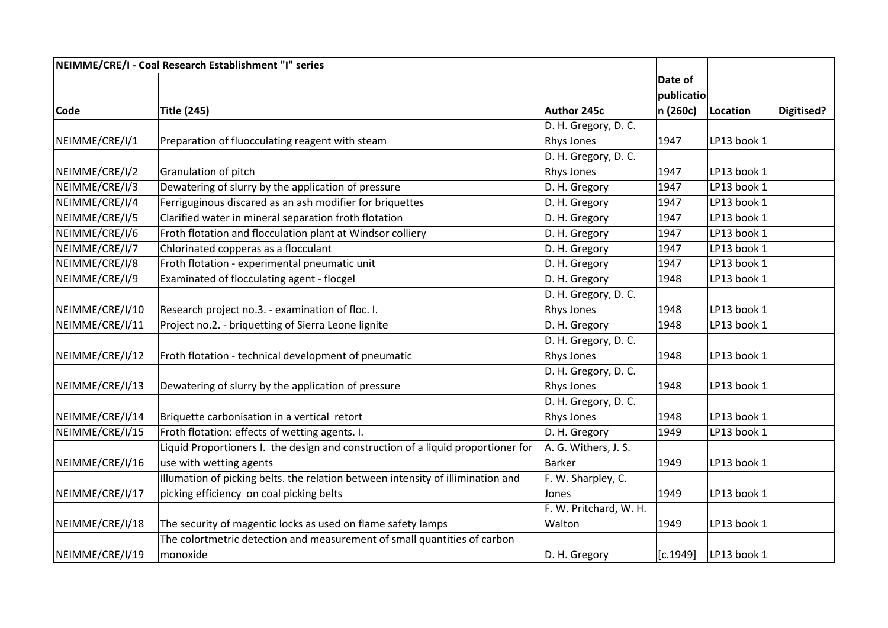| NEIMME/CRE/I - Coal Research Establishment "I" series | | | | | |
|---|---|---|---|---|---|
| **Code** | **Title (245)** | **Author 245c** | **Date of publication (260c)** | **Location** | **Digitised?** |
| NEIMME/CRE/I/1 | Preparation of fluocculating reagent with steam | D. H. Gregory, D. C. Rhys Jones | 1947 | LP13 book 1 | |
| NEIMME/CRE/I/2 | Granulation of pitch | D. H. Gregory, D. C. Rhys Jones | 1947 | LP13 book 1 | |
| NEIMME/CRE/I/3 | Dewatering of slurry by the application of pressure | D. H. Gregory | 1947 | LP13 book 1 | |
| NEIMME/CRE/I/4 | Ferriguginous discared as an ash modifier for briquettes | D. H. Gregory | 1947 | LP13 book 1 | |
| NEIMME/CRE/I/5 | Clarified water in mineral separation froth flotation | D. H. Gregory | 1947 | LP13 book 1 | |
| NEIMME/CRE/I/6 | Froth flotation and flocculation plant at Windsor colliery | D. H. Gregory | 1947 | LP13 book 1 | |
| NEIMME/CRE/I/7 | Chlorinated copperas as a flocculant | D. H. Gregory | 1947 | LP13 book 1 | |
| NEIMME/CRE/I/8 | Froth flotation - experimental pneumatic unit | D. H. Gregory | 1947 | LP13 book 1 | |
| NEIMME/CRE/I/9 | Examinated of flocculating agent - flocgel | D. H. Gregory | 1948 | LP13 book 1 | |
| NEIMME/CRE/I/10 | Research project no.3. - examination of floc. I. | D. H. Gregory, D. C. Rhys Jones | 1948 | LP13 book 1 | |
| NEIMME/CRE/I/11 | Project no.2. - briquetting of Sierra Leone lignite | D. H. Gregory | 1948 | LP13 book 1 | |
| NEIMME/CRE/I/12 | Froth flotation - technical development of pneumatic | D. H. Gregory, D. C. Rhys Jones | 1948 | LP13 book 1 | |
| NEIMME/CRE/I/13 | Dewatering of slurry by the application of pressure | D. H. Gregory, D. C. Rhys Jones | 1948 | LP13 book 1 | |
| NEIMME/CRE/I/14 | Briquette carbonisation in a vertical retort | D. H. Gregory, D. C. Rhys Jones | 1948 | LP13 book 1 | |
| NEIMME/CRE/I/15 | Froth flotation: effects of wetting agents. I. | D. H. Gregory | 1949 | LP13 book 1 | |
| NEIMME/CRE/I/16 | Liquid Proportioners I. the design and construction of a liquid proportioner for use with wetting agents | A. G. Withers, J. S. Barker | 1949 | LP13 book 1 | |
| NEIMME/CRE/I/17 | Illumation of picking belts. the relation between intensity of illimination and picking efficiency on coal picking belts | F. W. Sharpley, C. Jones | 1949 | LP13 book 1 | |
| NEIMME/CRE/I/18 | The security of magentic locks as used on flame safety lamps | F. W. Pritchard, W. H. Walton | 1949 | LP13 book 1 | |
| NEIMME/CRE/I/19 | The colortmetric detection and measurement of small quantities of carbon monoxide | D. H. Gregory | [c.1949] | LP13 book 1 | |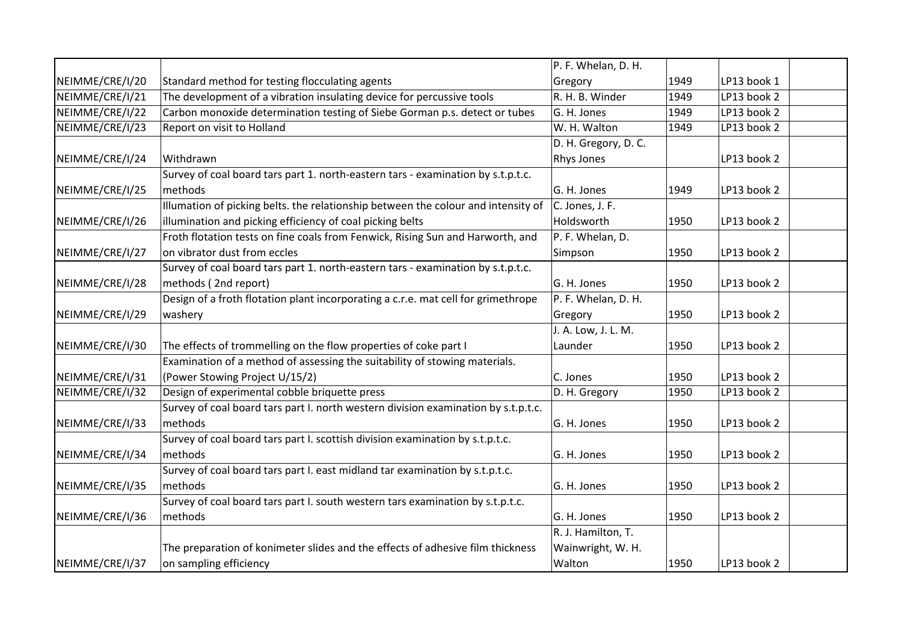| | | | | | |
|---|---|---|---|---|---|
| NEIMME/CRE/I/20 | Standard method for testing flocculating agents | P. F. Whelan, D. H. Gregory | 1949 | LP13 book 1 | |
| NEIMME/CRE/I/21 | The development of a vibration insulating device for percussive tools | R. H. B. Winder | 1949 | LP13 book 2 | |
| NEIMME/CRE/I/22 | Carbon monoxide determination testing of Siebe Gorman p.s. detect or tubes | G. H. Jones | 1949 | LP13 book 2 | |
| NEIMME/CRE/I/23 | Report on visit to Holland | W. H. Walton | 1949 | LP13 book 2 | |
| NEIMME/CRE/I/24 | Withdrawn | D. H. Gregory, D. C. Rhys Jones | | LP13 book 2 | |
| NEIMME/CRE/I/25 | Survey of coal board tars part 1. north-eastern tars - examination by s.t.p.t.c. methods | G. H. Jones | 1949 | LP13 book 2 | |
| NEIMME/CRE/I/26 | Illumation of picking belts. the relationship between the colour and intensity of illumination and picking efficiency of coal picking belts | C. Jones, J. F. Holdsworth | 1950 | LP13 book 2 | |
| NEIMME/CRE/I/27 | Froth flotation tests on fine coals from Fenwick, Rising Sun and Harworth, and on vibrator dust from eccles | P. F. Whelan, D. Simpson | 1950 | LP13 book 2 | |
| NEIMME/CRE/I/28 | Survey of coal board tars part 1. north-eastern tars - examination by s.t.p.t.c. methods ( 2nd report) | G. H. Jones | 1950 | LP13 book 2 | |
| NEIMME/CRE/I/29 | Design of a froth flotation plant incorporating a c.r.e. mat cell for grimethrope washery | P. F. Whelan, D. H. Gregory | 1950 | LP13 book 2 | |
| NEIMME/CRE/I/30 | The effects of trommelling on the flow properties of coke part I | J. A. Low, J. L. M. Launder | 1950 | LP13 book 2 | |
| NEIMME/CRE/I/31 | Examination of a method of assessing the suitability of stowing materials. (Power Stowing Project U/15/2) | C. Jones | 1950 | LP13 book 2 | |
| NEIMME/CRE/I/32 | Design of experimental cobble briquette press | D. H. Gregory | 1950 | LP13 book 2 | |
| NEIMME/CRE/I/33 | Survey of coal board tars part I. north western division examination by s.t.p.t.c. methods | G. H. Jones | 1950 | LP13 book 2 | |
| NEIMME/CRE/I/34 | Survey of coal board tars part I. scottish division examination by s.t.p.t.c. methods | G. H. Jones | 1950 | LP13 book 2 | |
| NEIMME/CRE/I/35 | Survey of coal board tars part I. east midland tar examination by s.t.p.t.c. methods | G. H. Jones | 1950 | LP13 book 2 | |
| NEIMME/CRE/I/36 | Survey of coal board tars part I. south western tars examination by s.t.p.t.c. methods | G. H. Jones | 1950 | LP13 book 2 | |
| NEIMME/CRE/I/37 | The preparation of konimeter slides and the effects of adhesive film thickness on sampling efficiency | R. J. Hamilton, T. Wainwright, W. H. Walton | 1950 | LP13 book 2 | |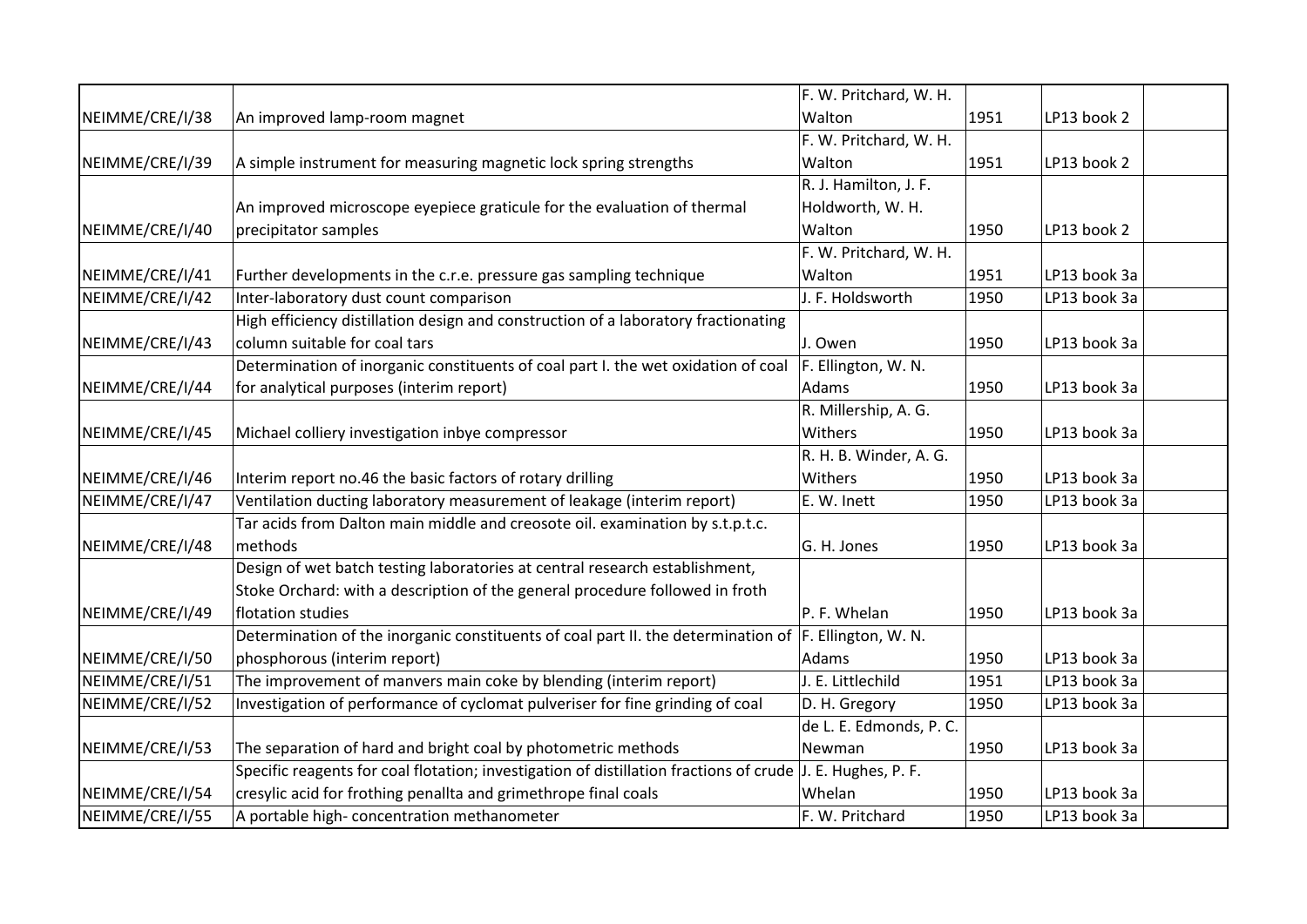| | | | | | |
|---|---|---|---|---|---|
| NEIMME/CRE/I/38 | An improved lamp-room magnet | F. W. Pritchard, W. H. Walton | 1951 | LP13 book 2 | |
| NEIMME/CRE/I/39 | A simple instrument for measuring magnetic lock spring strengths | F. W. Pritchard, W. H. Walton | 1951 | LP13 book 2 | |
| NEIMME/CRE/I/40 | An improved microscope eyepiece graticule for the evaluation of thermal precipitator samples | R. J. Hamilton, J. F. Holdworth, W. H. Walton | 1950 | LP13 book 2 | |
| NEIMME/CRE/I/41 | Further developments in the c.r.e. pressure gas sampling technique | F. W. Pritchard, W. H. Walton | 1951 | LP13 book 3a | |
| NEIMME/CRE/I/42 | Inter-laboratory dust count comparison | J. F. Holdsworth | 1950 | LP13 book 3a | |
| NEIMME/CRE/I/43 | High efficiency distillation design and construction of a laboratory fractionating column suitable for coal tars | J. Owen | 1950 | LP13 book 3a | |
| NEIMME/CRE/I/44 | Determination of inorganic constituents of coal part I. the wet oxidation of coal for analytical purposes (interim report) | F. Ellington, W. N. Adams | 1950 | LP13 book 3a | |
| NEIMME/CRE/I/45 | Michael colliery investigation inbye compressor | R. Millership, A. G. Withers | 1950 | LP13 book 3a | |
| NEIMME/CRE/I/46 | Interim report no.46 the basic factors of rotary drilling | R. H. B. Winder, A. G. Withers | 1950 | LP13 book 3a | |
| NEIMME/CRE/I/47 | Ventilation ducting laboratory measurement of leakage (interim report) | E. W. Inett | 1950 | LP13 book 3a | |
| NEIMME/CRE/I/48 | Tar acids from Dalton main middle and creosote oil. examination by s.t.p.t.c. methods | G. H. Jones | 1950 | LP13 book 3a | |
| NEIMME/CRE/I/49 | Design of wet batch testing laboratories at central research establishment, Stoke Orchard: with a description of the general procedure followed in froth flotation studies | P. F. Whelan | 1950 | LP13 book 3a | |
| NEIMME/CRE/I/50 | Determination of the inorganic constituents of coal part II. the determination of phosphorous (interim report) | F. Ellington, W. N. Adams | 1950 | LP13 book 3a | |
| NEIMME/CRE/I/51 | The improvement of manvers main coke by blending (interim report) | J. E. Littlechild | 1951 | LP13 book 3a | |
| NEIMME/CRE/I/52 | Investigation of performance of cyclomat pulveriser for fine grinding of coal | D. H. Gregory | 1950 | LP13 book 3a | |
| NEIMME/CRE/I/53 | The separation of hard and bright coal by photometric methods | de L. E. Edmonds, P. C. Newman | 1950 | LP13 book 3a | |
| NEIMME/CRE/I/54 | Specific reagents for coal flotation; investigation of distillation fractions of crude cresylic acid for frothing penallta and grimethrope final coals | J. E. Hughes, P. F. Whelan | 1950 | LP13 book 3a | |
| NEIMME/CRE/I/55 | A portable high- concentration methanometer | F. W. Pritchard | 1950 | LP13 book 3a | |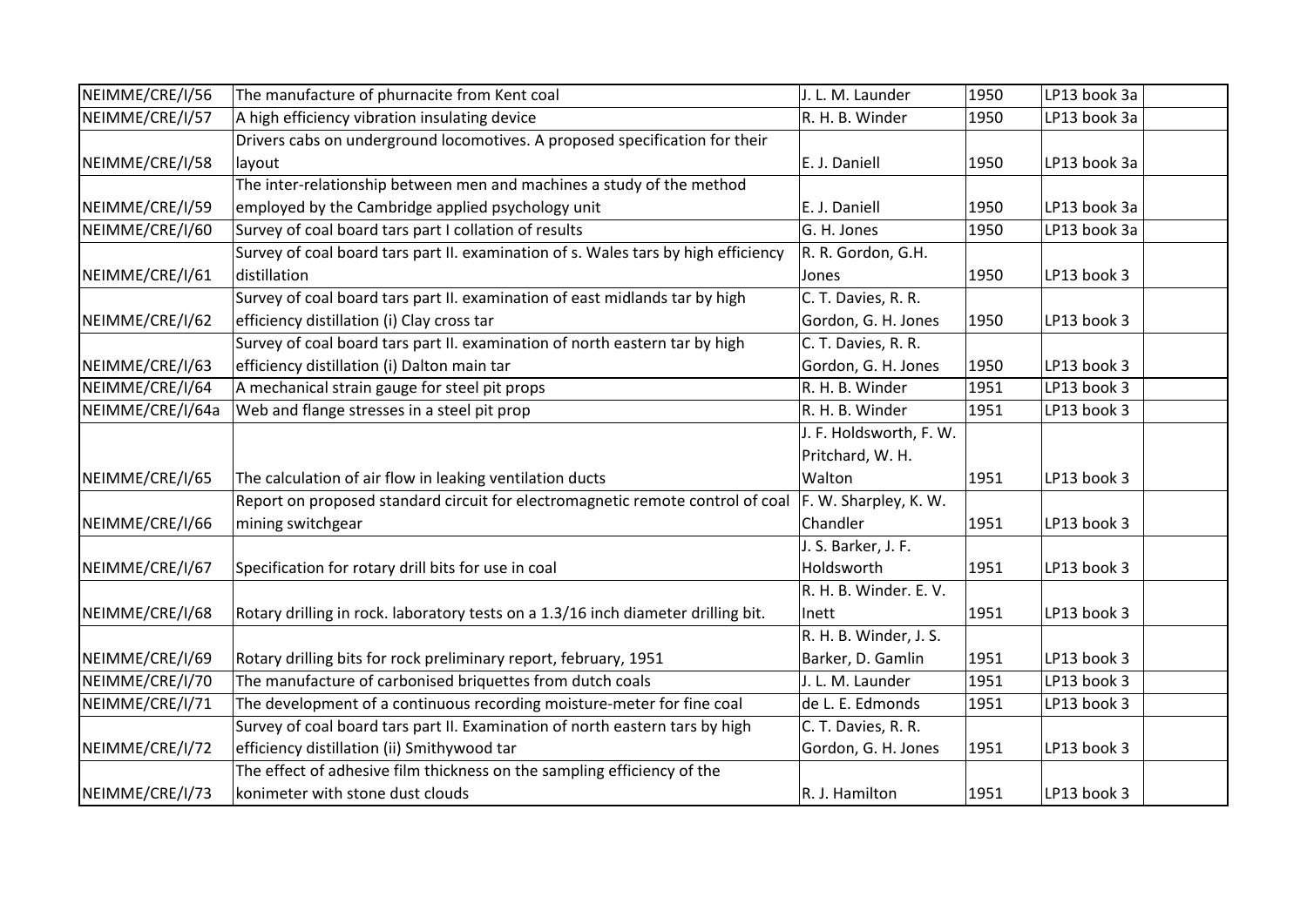| | | | | | |
|---|---|---|---|---|---|
| NEIMME/CRE/I/56 | The manufacture of phurnacite from Kent coal | J. L. M. Launder | 1950 | LP13 book 3a | |
| NEIMME/CRE/I/57 | A high efficiency vibration insulating device | R. H. B. Winder | 1950 | LP13 book 3a | |
| NEIMME/CRE/I/58 | Drivers cabs on underground locomotives. A proposed specification for their layout | E. J. Daniell | 1950 | LP13 book 3a | |
| NEIMME/CRE/I/59 | The inter-relationship between men and machines a study of the method employed by the Cambridge applied psychology unit | E. J. Daniell | 1950 | LP13 book 3a | |
| NEIMME/CRE/I/60 | Survey of coal board tars part I collation of results | G. H. Jones | 1950 | LP13 book 3a | |
| NEIMME/CRE/I/61 | Survey of coal board tars part II. examination of s. Wales tars by high efficiency distillation | R. R. Gordon, G.H. Jones | 1950 | LP13 book 3 | |
| NEIMME/CRE/I/62 | Survey of coal board tars part II. examination of east midlands tar by high efficiency distillation (i) Clay cross tar | C. T. Davies, R. R. Gordon, G. H. Jones | 1950 | LP13 book 3 | |
| NEIMME/CRE/I/63 | Survey of coal board tars part II. examination of north eastern tar by high efficiency distillation (i) Dalton main tar | C. T. Davies, R. R. Gordon, G. H. Jones | 1950 | LP13 book 3 | |
| NEIMME/CRE/I/64 | A mechanical strain gauge for steel pit props | R. H. B. Winder | 1951 | LP13 book 3 | |
| NEIMME/CRE/I/64a | Web and flange stresses in a steel pit prop | R. H. B. Winder | 1951 | LP13 book 3 | |
| NEIMME/CRE/I/65 | The calculation of air flow in leaking ventilation ducts | J. F. Holdsworth, F. W. Pritchard, W. H. Walton | 1951 | LP13 book 3 | |
| NEIMME/CRE/I/66 | Report on proposed standard circuit for electromagnetic remote control of coal mining switchgear | F. W. Sharpley, K. W. Chandler | 1951 | LP13 book 3 | |
| NEIMME/CRE/I/67 | Specification for rotary drill bits for use in coal | J. S. Barker, J. F. Holdsworth | 1951 | LP13 book 3 | |
| NEIMME/CRE/I/68 | Rotary drilling in rock. laboratory tests on a 1.3/16 inch diameter drilling bit. | R. H. B. Winder. E. V. Inett | 1951 | LP13 book 3 | |
| NEIMME/CRE/I/69 | Rotary drilling bits for rock preliminary report, february, 1951 | R. H. B. Winder, J. S. Barker, D. Gamlin | 1951 | LP13 book 3 | |
| NEIMME/CRE/I/70 | The manufacture of carbonised briquettes from dutch coals | J. L. M. Launder | 1951 | LP13 book 3 | |
| NEIMME/CRE/I/71 | The development of a continuous recording moisture-meter for fine coal | de L. E. Edmonds | 1951 | LP13 book 3 | |
| NEIMME/CRE/I/72 | Survey of coal board tars part II. Examination of north eastern tars by high efficiency distillation (ii) Smithywood tar | C. T. Davies, R. R. Gordon, G. H. Jones | 1951 | LP13 book 3 | |
| NEIMME/CRE/I/73 | The effect of adhesive film thickness on the sampling efficiency of the konimeter with stone dust clouds | R. J. Hamilton | 1951 | LP13 book 3 | |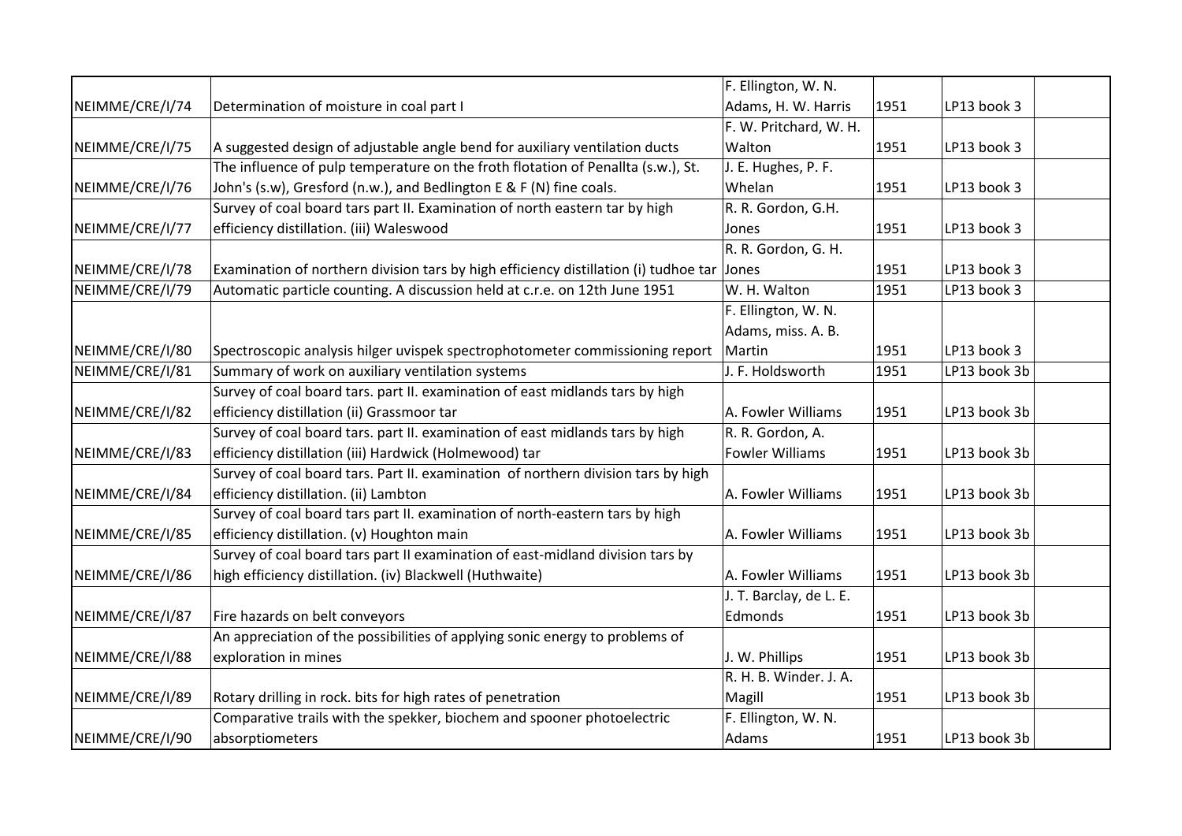| | | | | | |
|---|---|---|---|---|---|
| NEIMME/CRE/I/74 | Determination of moisture in coal part I | F. Ellington, W. N. Adams, H. W. Harris | 1951 | LP13 book 3 | |
| NEIMME/CRE/I/75 | A suggested design of adjustable angle bend for auxiliary ventilation ducts | F. W. Pritchard, W. H. Walton | 1951 | LP13 book 3 | |
| NEIMME/CRE/I/76 | The influence of pulp temperature on the froth flotation of Penallta (s.w.), St. John's (s.w), Gresford (n.w.), and Bedlington E & F (N) fine coals. | J. E. Hughes, P. F. Whelan | 1951 | LP13 book 3 | |
| NEIMME/CRE/I/77 | Survey of coal board tars part II. Examination of north eastern tar by high efficiency distillation. (iii) Waleswood | R. R. Gordon, G.H. Jones | 1951 | LP13 book 3 | |
| NEIMME/CRE/I/78 | Examination of northern division tars by high efficiency distillation (i) tudhoe tar | R. R. Gordon, G. H. Jones | 1951 | LP13 book 3 | |
| NEIMME/CRE/I/79 | Automatic particle counting. A discussion held at c.r.e. on 12th June 1951 | W. H. Walton | 1951 | LP13 book 3 | |
| NEIMME/CRE/I/80 | Spectroscopic analysis hilger uvispek spectrophotometer commissioning report | F. Ellington, W. N. Adams, miss. A. B. Martin | 1951 | LP13 book 3 | |
| NEIMME/CRE/I/81 | Summary of work on auxiliary ventilation systems | J. F. Holdsworth | 1951 | LP13 book 3b | |
| NEIMME/CRE/I/82 | Survey of coal board tars. part II. examination of east midlands tars by high efficiency distillation (ii) Grassmoor tar | A. Fowler Williams | 1951 | LP13 book 3b | |
| NEIMME/CRE/I/83 | Survey of coal board tars. part II. examination of east midlands tars by high efficiency distillation (iii) Hardwick (Holmewood) tar | R. R. Gordon, A. Fowler Williams | 1951 | LP13 book 3b | |
| NEIMME/CRE/I/84 | Survey of coal board tars. Part II. examination of northern division tars by high efficiency distillation. (ii) Lambton | A. Fowler Williams | 1951 | LP13 book 3b | |
| NEIMME/CRE/I/85 | Survey of coal board tars part II. examination of north-eastern tars by high efficiency distillation. (v) Houghton main | A. Fowler Williams | 1951 | LP13 book 3b | |
| NEIMME/CRE/I/86 | Survey of coal board tars part II examination of east-midland division tars by high efficiency distillation. (iv) Blackwell (Huthwaite) | A. Fowler Williams | 1951 | LP13 book 3b | |
| NEIMME/CRE/I/87 | Fire hazards on belt conveyors | J. T. Barclay, de L. E. Edmonds | 1951 | LP13 book 3b | |
| NEIMME/CRE/I/88 | An appreciation of the possibilities of applying sonic energy to problems of exploration in mines | J. W. Phillips | 1951 | LP13 book 3b | |
| NEIMME/CRE/I/89 | Rotary drilling in rock. bits for high rates of penetration | R. H. B. Winder. J. A. Magill | 1951 | LP13 book 3b | |
| NEIMME/CRE/I/90 | Comparative trails with the spekker, biochem and spooner photoelectric absorptiometers | F. Ellington, W. N. Adams | 1951 | LP13 book 3b | |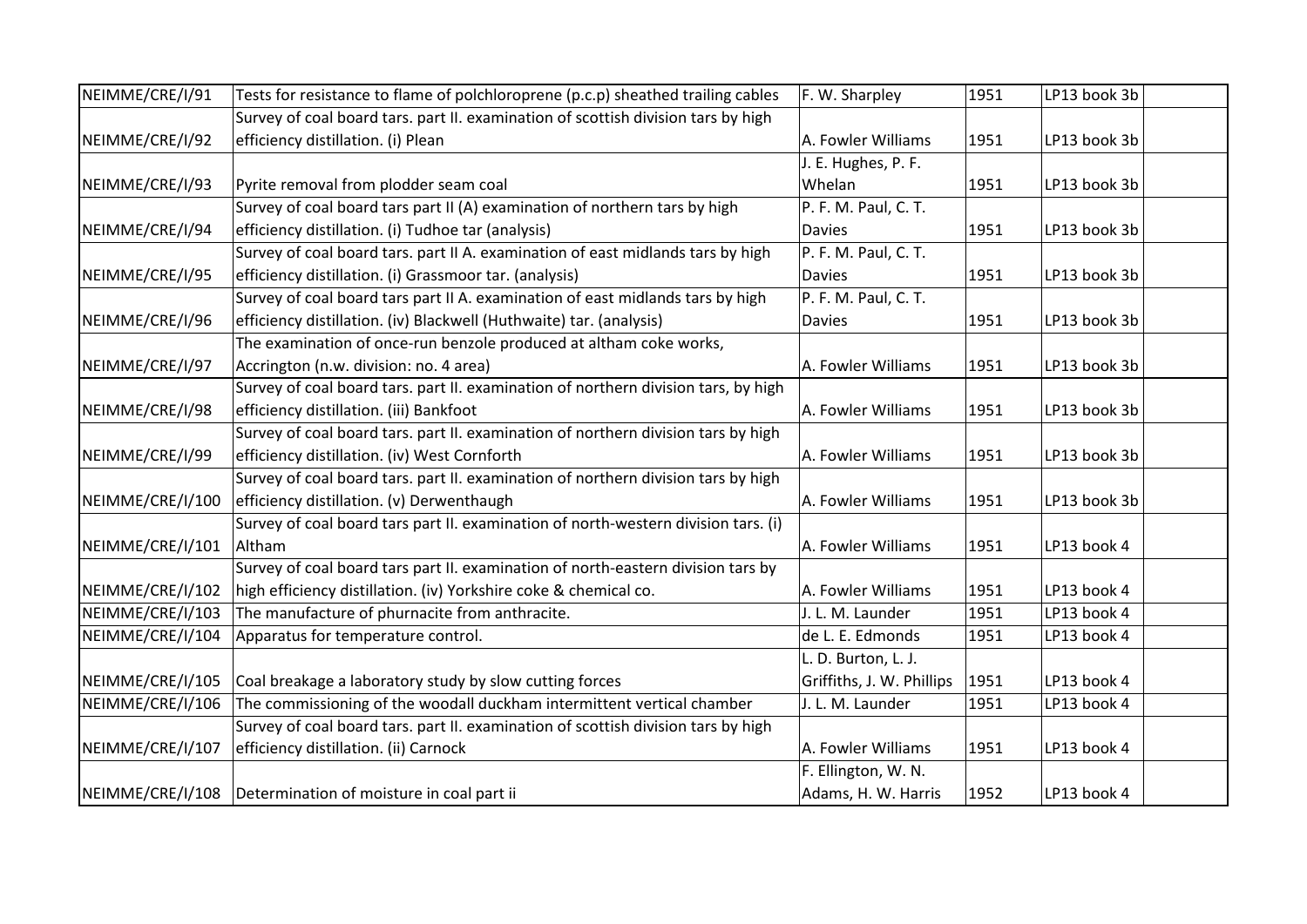| | | | | | |
|---|---|---|---|---|---|
| NEIMME/CRE/I/91 | Tests for resistance to flame of polchloroprene (p.c.p) sheathed trailing cables | F. W. Sharpley | 1951 | LP13 book 3b | |
| NEIMME/CRE/I/92 | Survey of coal board tars. part II. examination of scottish division tars by high efficiency distillation. (i) Plean | A. Fowler Williams | 1951 | LP13 book 3b | |
| NEIMME/CRE/I/93 | Pyrite removal from plodder seam coal | J. E. Hughes, P. F. Whelan | 1951 | LP13 book 3b | |
| NEIMME/CRE/I/94 | Survey of coal board tars part II (A) examination of northern tars by high efficiency distillation. (i) Tudhoe tar (analysis) | P. F. M. Paul, C. T. Davies | 1951 | LP13 book 3b | |
| NEIMME/CRE/I/95 | Survey of coal board tars. part II A. examination of east midlands tars by high efficiency distillation. (i) Grassmoor tar. (analysis) | P. F. M. Paul, C. T. Davies | 1951 | LP13 book 3b | |
| NEIMME/CRE/I/96 | Survey of coal board tars part II A. examination of east midlands tars by high efficiency distillation. (iv) Blackwell (Huthwaite) tar. (analysis) | P. F. M. Paul, C. T. Davies | 1951 | LP13 book 3b | |
| NEIMME/CRE/I/97 | The examination of once-run benzole produced at altham coke works, Accrington (n.w. division: no. 4 area) | A. Fowler Williams | 1951 | LP13 book 3b | |
| NEIMME/CRE/I/98 | Survey of coal board tars. part II. examination of northern division tars, by high efficiency distillation. (iii) Bankfoot | A. Fowler Williams | 1951 | LP13 book 3b | |
| NEIMME/CRE/I/99 | Survey of coal board tars. part II. examination of northern division tars by high efficiency distillation. (iv) West Cornforth | A. Fowler Williams | 1951 | LP13 book 3b | |
| NEIMME/CRE/I/100 | Survey of coal board tars. part II. examination of northern division tars by high efficiency distillation. (v) Derwenthaugh | A. Fowler Williams | 1951 | LP13 book 3b | |
| NEIMME/CRE/I/101 | Survey of coal board tars part II. examination of north-western division tars. (i) Altham | A. Fowler Williams | 1951 | LP13 book 4 | |
| NEIMME/CRE/I/102 | Survey of coal board tars part II. examination of north-eastern division tars by high efficiency distillation. (iv) Yorkshire coke & chemical co. | A. Fowler Williams | 1951 | LP13 book 4 | |
| NEIMME/CRE/I/103 | The manufacture of phurnacite from anthracite. | J. L. M. Launder | 1951 | LP13 book 4 | |
| NEIMME/CRE/I/104 | Apparatus for temperature control. | de L. E. Edmonds | 1951 | LP13 book 4 | |
| NEIMME/CRE/I/105 | Coal breakage a laboratory study by slow cutting forces | L. D. Burton, L. J. Griffiths, J. W. Phillips | 1951 | LP13 book 4 | |
| NEIMME/CRE/I/106 | The commissioning of the woodall duckham intermittent vertical chamber | J. L. M. Launder | 1951 | LP13 book 4 | |
| NEIMME/CRE/I/107 | Survey of coal board tars. part II. examination of scottish division tars by high efficiency distillation. (ii) Carnock | A. Fowler Williams | 1951 | LP13 book 4 | |
| NEIMME/CRE/I/108 | Determination of moisture in coal part ii | F. Ellington, W. N. Adams, H. W. Harris | 1952 | LP13 book 4 | |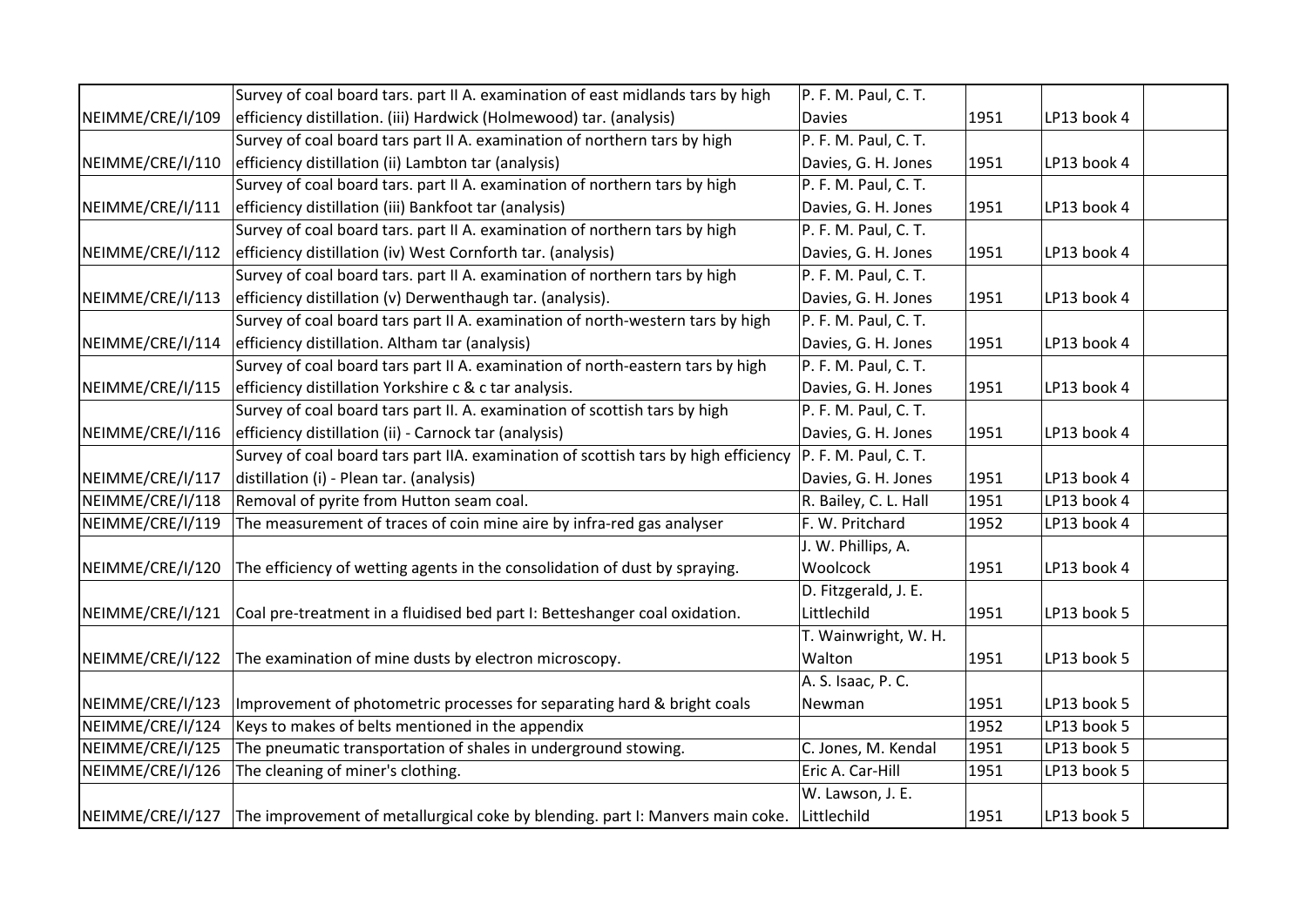| | | | | | |
|---|---|---|---|---|---|
| NEIMME/CRE/I/109 | Survey of coal board tars. part II A. examination of east midlands tars by high efficiency distillation. (iii) Hardwick (Holmewood) tar. (analysis) | P. F. M. Paul, C. T. Davies | 1951 | LP13 book 4 | |
| NEIMME/CRE/I/110 | Survey of coal board tars part II A. examination of northern tars by high efficiency distillation (ii) Lambton tar (analysis) | P. F. M. Paul, C. T. Davies, G. H. Jones | 1951 | LP13 book 4 | |
| NEIMME/CRE/I/111 | Survey of coal board tars. part II A. examination of northern tars by high efficiency distillation (iii) Bankfoot tar (analysis) | P. F. M. Paul, C. T. Davies, G. H. Jones | 1951 | LP13 book 4 | |
| NEIMME/CRE/I/112 | Survey of coal board tars. part II A. examination of northern tars by high efficiency distillation (iv) West Cornforth tar. (analysis) | P. F. M. Paul, C. T. Davies, G. H. Jones | 1951 | LP13 book 4 | |
| NEIMME/CRE/I/113 | Survey of coal board tars. part II A. examination of northern tars by high efficiency distillation (v) Derwenthaugh tar. (analysis). | P. F. M. Paul, C. T. Davies, G. H. Jones | 1951 | LP13 book 4 | |
| NEIMME/CRE/I/114 | Survey of coal board tars part II A. examination of north-western tars by high efficiency distillation. Altham tar (analysis) | P. F. M. Paul, C. T. Davies, G. H. Jones | 1951 | LP13 book 4 | |
| NEIMME/CRE/I/115 | Survey of coal board tars part II A. examination of north-eastern tars by high efficiency distillation Yorkshire c & c tar analysis. | P. F. M. Paul, C. T. Davies, G. H. Jones | 1951 | LP13 book 4 | |
| NEIMME/CRE/I/116 | Survey of coal board tars part II. A. examination of scottish tars by high efficiency distillation (ii) - Carnock tar (analysis) | P. F. M. Paul, C. T. Davies, G. H. Jones | 1951 | LP13 book 4 | |
| NEIMME/CRE/I/117 | Survey of coal board tars part IIA. examination of scottish tars by high efficiency distillation (i) - Plean tar. (analysis) | P. F. M. Paul, C. T. Davies, G. H. Jones | 1951 | LP13 book 4 | |
| NEIMME/CRE/I/118 | Removal of pyrite from Hutton seam coal. | R. Bailey, C. L. Hall | 1951 | LP13 book 4 | |
| NEIMME/CRE/I/119 | The measurement of traces of coin mine aire by infra-red gas analyser | F. W. Pritchard | 1952 | LP13 book 4 | |
| NEIMME/CRE/I/120 | The efficiency of wetting agents in the consolidation of dust by spraying. | J. W. Phillips, A. Woolcock | 1951 | LP13 book 4 | |
| NEIMME/CRE/I/121 | Coal pre-treatment in a fluidised bed part I: Betteshanger coal oxidation. | D. Fitzgerald, J. E. Littlechild | 1951 | LP13 book 5 | |
| NEIMME/CRE/I/122 | The examination of mine dusts by electron microscopy. | T. Wainwright, W. H. Walton | 1951 | LP13 book 5 | |
| NEIMME/CRE/I/123 | Improvement of photometric processes for separating hard & bright coals | A. S. Isaac, P. C. Newman | 1951 | LP13 book 5 | |
| NEIMME/CRE/I/124 | Keys to makes of belts mentioned in the appendix | | 1952 | LP13 book 5 | |
| NEIMME/CRE/I/125 | The pneumatic transportation of shales in underground stowing. | C. Jones, M. Kendal | 1951 | LP13 book 5 | |
| NEIMME/CRE/I/126 | The cleaning of miner's clothing. | Eric A. Car-Hill | 1951 | LP13 book 5 | |
| NEIMME/CRE/I/127 | The improvement of metallurgical coke by blending. part I: Manvers main coke. | W. Lawson, J. E. Littlechild | 1951 | LP13 book 5 | |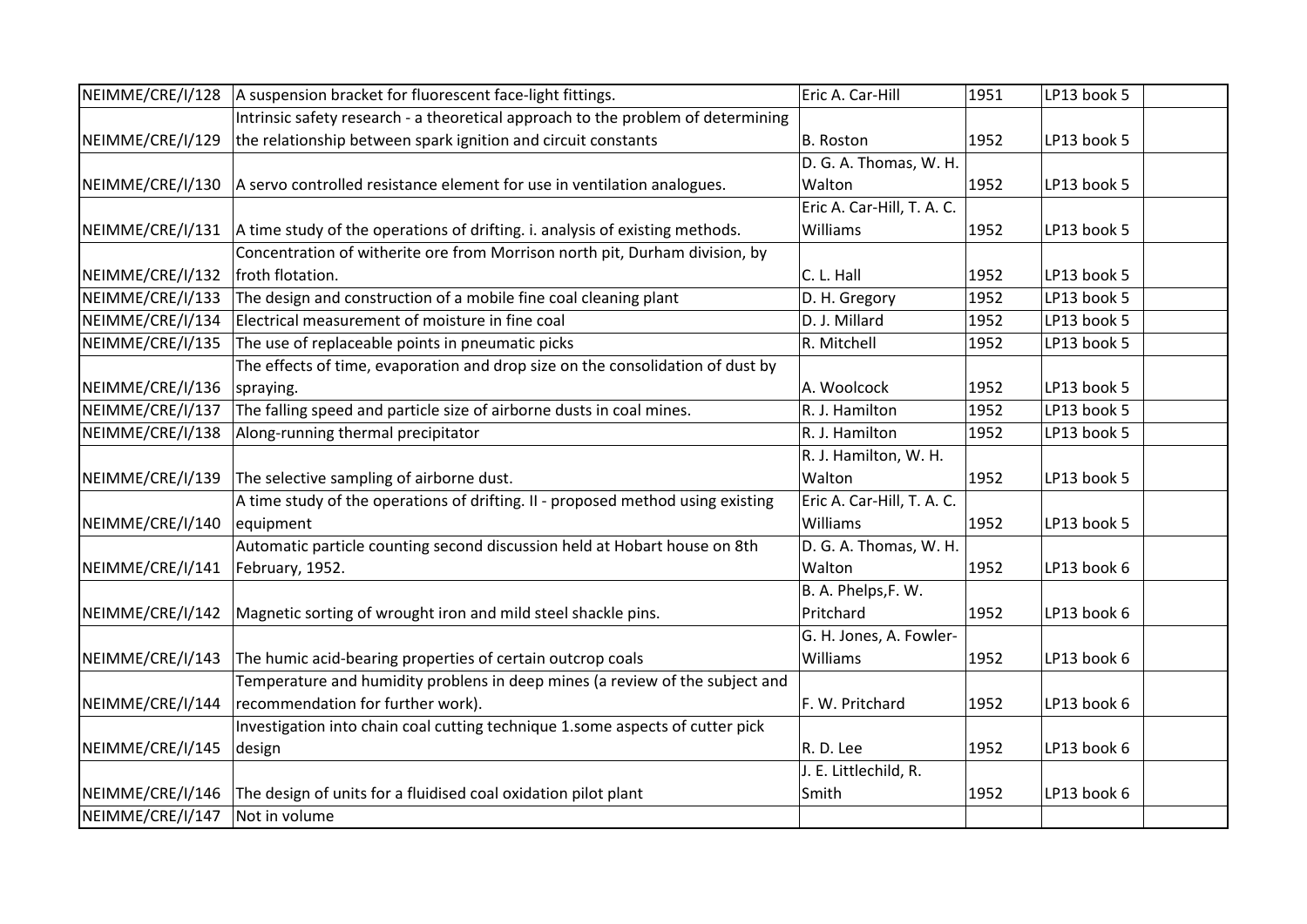| NEIMME/CRE/I/128 | A suspension bracket for fluorescent face-light fittings. | Eric A. Car-Hill | 1951 | LP13 book 5 | |
|---|---|---|---|---|---|
| NEIMME/CRE/I/129 | Intrinsic safety research - a theoretical approach to the problem of determining the relationship between spark ignition and circuit constants | B. Roston | 1952 | LP13 book 5 | |
| NEIMME/CRE/I/130 | A servo controlled resistance element for use in ventilation analogues. | D. G. A. Thomas, W. H. Walton | 1952 | LP13 book 5 | |
| NEIMME/CRE/I/131 | A time study of the operations of drifting. i. analysis of existing methods. | Eric A. Car-Hill, T. A. C. Williams | 1952 | LP13 book 5 | |
| NEIMME/CRE/I/132 | Concentration of witherite ore from Morrison north pit, Durham division, by froth flotation. | C. L. Hall | 1952 | LP13 book 5 | |
| NEIMME/CRE/I/133 | The design and construction of a mobile fine coal cleaning plant | D. H. Gregory | 1952 | LP13 book 5 | |
| NEIMME/CRE/I/134 | Electrical measurement of moisture in fine coal | D. J. Millard | 1952 | LP13 book 5 | |
| NEIMME/CRE/I/135 | The use of replaceable points in pneumatic picks | R. Mitchell | 1952 | LP13 book 5 | |
| NEIMME/CRE/I/136 | The effects of time, evaporation and drop size on the consolidation of dust by spraying. | A. Woolcock | 1952 | LP13 book 5 | |
| NEIMME/CRE/I/137 | The falling speed and particle size of airborne dusts in coal mines. | R. J. Hamilton | 1952 | LP13 book 5 | |
| NEIMME/CRE/I/138 | Along-running thermal precipitator | R. J. Hamilton | 1952 | LP13 book 5 | |
| NEIMME/CRE/I/139 | The selective sampling of airborne dust. | R. J. Hamilton, W. H. Walton | 1952 | LP13 book 5 | |
| NEIMME/CRE/I/140 | A time study of the operations of drifting. II - proposed method using existing equipment | Eric A. Car-Hill, T. A. C. Williams | 1952 | LP13 book 5 | |
| NEIMME/CRE/I/141 | Automatic particle counting second discussion held at Hobart house on 8th February, 1952. | D. G. A. Thomas, W. H. Walton | 1952 | LP13 book 6 | |
| NEIMME/CRE/I/142 | Magnetic sorting of wrought iron and mild steel shackle pins. | B. A. Phelps,F. W. Pritchard | 1952 | LP13 book 6 | |
| NEIMME/CRE/I/143 | The humic acid-bearing properties of certain outcrop coals | G. H. Jones, A. Fowler-Williams | 1952 | LP13 book 6 | |
| NEIMME/CRE/I/144 | Temperature and humidity problens in deep mines (a review of the subject and recommendation for further work). | F. W. Pritchard | 1952 | LP13 book 6 | |
| NEIMME/CRE/I/145 | Investigation into chain coal cutting technique 1.some aspects of cutter pick design | R. D. Lee | 1952 | LP13 book 6 | |
| NEIMME/CRE/I/146 | The design of units for a fluidised coal oxidation pilot plant | J. E. Littlechild, R. Smith | 1952 | LP13 book 6 | |
| NEIMME/CRE/I/147 | Not in volume | | | | |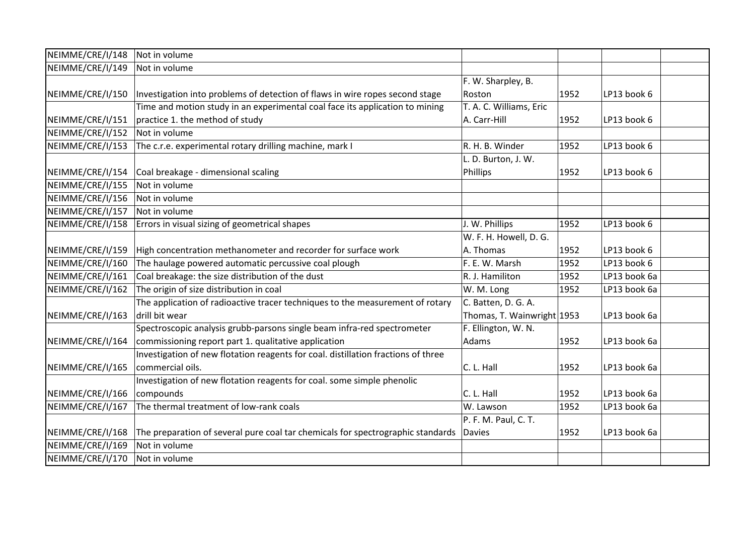| | | | | | |
|---|---|---|---|---|---|
| NEIMME/CRE/I/148 | Not in volume | | | | |
| NEIMME/CRE/I/149 | Not in volume | | | | |
| NEIMME/CRE/I/150 | Investigation into problems of detection of flaws in wire ropes second stage | F. W. Sharpley, B. Roston | 1952 | LP13 book 6 | |
| NEIMME/CRE/I/151 | Time and motion study in an experimental coal face its application to mining practice 1. the method of study | T. A. C. Williams, Eric A. Carr-Hill | 1952 | LP13 book 6 | |
| NEIMME/CRE/I/152 | Not in volume | | | | |
| NEIMME/CRE/I/153 | The c.r.e. experimental rotary drilling machine, mark I | R. H. B. Winder | 1952 | LP13 book 6 | |
| NEIMME/CRE/I/154 | Coal breakage - dimensional scaling | L. D. Burton, J. W. Phillips | 1952 | LP13 book 6 | |
| NEIMME/CRE/I/155 | Not in volume | | | | |
| NEIMME/CRE/I/156 | Not in volume | | | | |
| NEIMME/CRE/I/157 | Not in volume | | | | |
| NEIMME/CRE/I/158 | Errors in visual sizing of geometrical shapes | J. W. Phillips | 1952 | LP13 book 6 | |
| NEIMME/CRE/I/159 | High concentration methanometer and recorder for surface work | W. F. H. Howell, D. G. A. Thomas | 1952 | LP13 book 6 | |
| NEIMME/CRE/I/160 | The haulage powered automatic percussive coal plough | F. E. W. Marsh | 1952 | LP13 book 6 | |
| NEIMME/CRE/I/161 | Coal breakage: the size distribution of the dust | R. J. Hamiliton | 1952 | LP13 book 6a | |
| NEIMME/CRE/I/162 | The origin of size distribution in coal | W. M. Long | 1952 | LP13 book 6a | |
| NEIMME/CRE/I/163 | The application of radioactive tracer techniques to the measurement of rotary drill bit wear | C. Batten, D. G. A. Thomas, T. Wainwright | 1953 | LP13 book 6a | |
| NEIMME/CRE/I/164 | Spectroscopic analysis grubb-parsons single beam infra-red spectrometer commissioning report part 1. qualitative application | F. Ellington, W. N. Adams | 1952 | LP13 book 6a | |
| NEIMME/CRE/I/165 | Investigation of new flotation reagents for coal. distillation fractions of three commercial oils. | C. L. Hall | 1952 | LP13 book 6a | |
| NEIMME/CRE/I/166 | Investigation of new flotation reagents for coal. some simple phenolic compounds | C. L. Hall | 1952 | LP13 book 6a | |
| NEIMME/CRE/I/167 | The thermal treatment of low-rank coals | W. Lawson | 1952 | LP13 book 6a | |
| NEIMME/CRE/I/168 | The preparation of several pure coal tar chemicals for spectrographic standards | P. F. M. Paul, C. T. Davies | 1952 | LP13 book 6a | |
| NEIMME/CRE/I/169 | Not in volume | | | | |
| NEIMME/CRE/I/170 | Not in volume | | | | |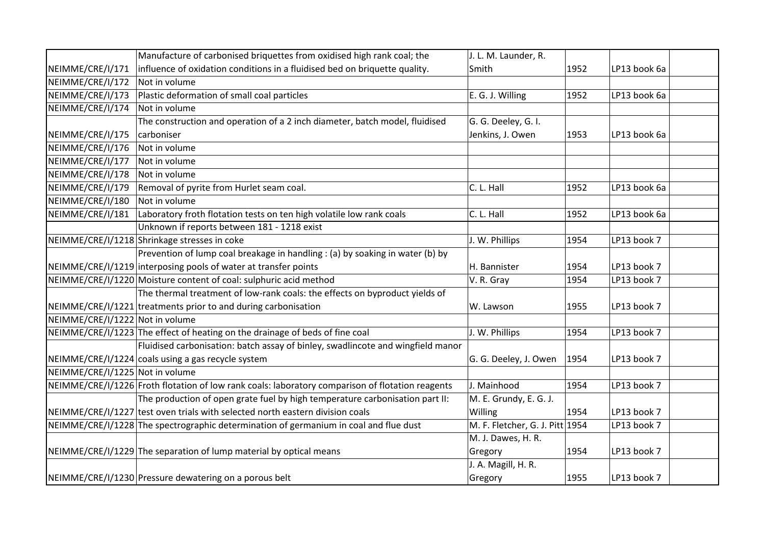| | | | | | |
|---|---|---|---|---|---|
| NEIMME/CRE/I/171 | Manufacture of carbonised briquettes from oxidised high rank coal; the influence of oxidation conditions in a fluidised bed on briquette quality. | J. L. M. Launder, R. Smith | 1952 | LP13 book 6a | |
| NEIMME/CRE/I/172 | Not in volume | | | | |
| NEIMME/CRE/I/173 | Plastic deformation of small coal particles | E. G. J. Willing | 1952 | LP13 book 6a | |
| NEIMME/CRE/I/174 | Not in volume | | | | |
| NEIMME/CRE/I/175 | The construction and operation of a 2 inch diameter, batch model, fluidised carboniser | G. G. Deeley, G. I. Jenkins, J. Owen | 1953 | LP13 book 6a | |
| NEIMME/CRE/I/176 | Not in volume | | | | |
| NEIMME/CRE/I/177 | Not in volume | | | | |
| NEIMME/CRE/I/178 | Not in volume | | | | |
| NEIMME/CRE/I/179 | Removal of pyrite from Hurlet seam coal. | C. L. Hall | 1952 | LP13 book 6a | |
| NEIMME/CRE/I/180 | Not in volume | | | | |
| NEIMME/CRE/I/181 | Laboratory froth flotation tests on ten high volatile low rank coals | C. L. Hall | 1952 | LP13 book 6a | |
| | Unknown if reports between 181 - 1218 exist | | | | |
| NEIMME/CRE/I/1218 | Shrinkage stresses in coke | J. W. Phillips | 1954 | LP13 book 7 | |
| NEIMME/CRE/I/1219 | Prevention of lump coal breakage in handling : (a) by soaking in water (b) by interposing pools of water at transfer points | H. Bannister | 1954 | LP13 book 7 | |
| NEIMME/CRE/I/1220 | Moisture content of coal: sulphuric acid method | V. R. Gray | 1954 | LP13 book 7 | |
| NEIMME/CRE/I/1221 | The thermal treatment of low-rank coals: the effects on byproduct yields of treatments prior to and during carbonisation | W. Lawson | 1955 | LP13 book 7 | |
| NEIMME/CRE/I/1222 | Not in volume | | | | |
| NEIMME/CRE/I/1223 | The effect of heating on the drainage of beds of fine coal | J. W. Phillips | 1954 | LP13 book 7 | |
| NEIMME/CRE/I/1224 | Fluidised carbonisation: batch assay of binley, swadlincote and wingfield manor coals using a gas recycle system | G. G. Deeley, J. Owen | 1954 | LP13 book 7 | |
| NEIMME/CRE/I/1225 | Not in volume | | | | |
| NEIMME/CRE/I/1226 | Froth flotation of low rank coals: laboratory comparison of flotation reagents | J. Mainhood | 1954 | LP13 book 7 | |
| NEIMME/CRE/I/1227 | The production of open grate fuel by high temperature carbonisation part II: test oven trials with selected north eastern division coals | M. E. Grundy, E. G. J. Willing | 1954 | LP13 book 7 | |
| NEIMME/CRE/I/1228 | The spectrographic determination of germanium in coal and flue dust | M. F. Fletcher, G. J. Pitt | 1954 | LP13 book 7 | |
| NEIMME/CRE/I/1229 | The separation of lump material by optical means | M. J. Dawes, H. R. Gregory | 1954 | LP13 book 7 | |
| NEIMME/CRE/I/1230 | Pressure dewatering on a porous belt | J. A. Magill, H. R. Gregory | 1955 | LP13 book 7 | |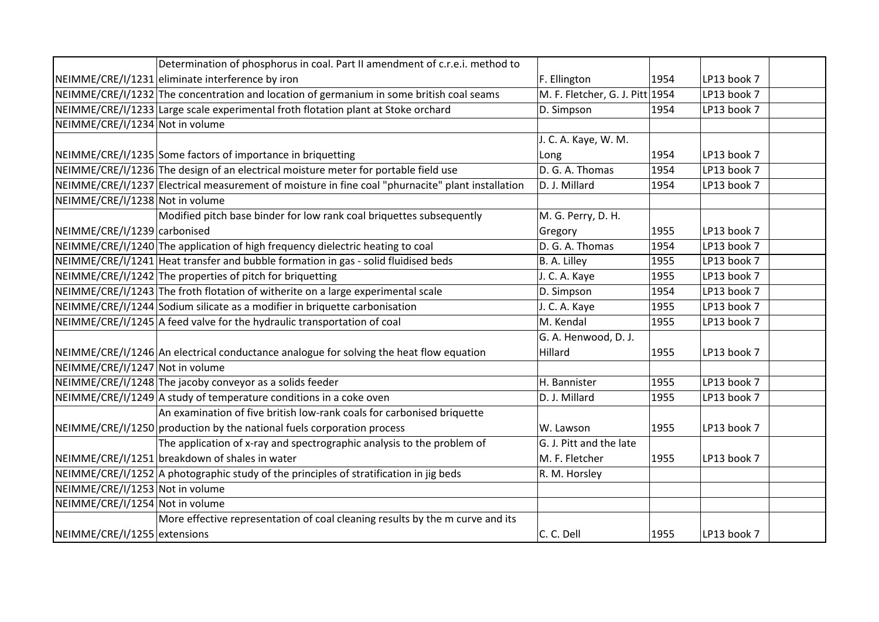| | | | | | |
|---|---|---|---|---|---|
| NEIMME/CRE/I/1231 | Determination of phosphorus in coal. Part II amendment of c.r.e.i. method to eliminate interference by iron | F. Ellington | 1954 | LP13 book 7 | |
| NEIMME/CRE/I/1232 | The concentration and location of germanium in some british coal seams | M. F. Fletcher, G. J. Pitt | 1954 | LP13 book 7 | |
| NEIMME/CRE/I/1233 | Large scale experimental froth flotation plant at Stoke orchard | D. Simpson | 1954 | LP13 book 7 | |
| NEIMME/CRE/I/1234 | Not in volume | | | | |
| NEIMME/CRE/I/1235 | Some factors of importance in briquetting | J. C. A. Kaye, W. M. Long | 1954 | LP13 book 7 | |
| NEIMME/CRE/I/1236 | The design of an electrical moisture meter for portable field use | D. G. A. Thomas | 1954 | LP13 book 7 | |
| NEIMME/CRE/I/1237 | Electrical measurement of moisture in fine coal "phurnacite" plant installation | D. J. Millard | 1954 | LP13 book 7 | |
| NEIMME/CRE/I/1238 | Not in volume | | | | |
| NEIMME/CRE/I/1239 | Modified pitch base binder for low rank coal briquettes subsequently carbonised | M. G. Perry, D. H. Gregory | 1955 | LP13 book 7 | |
| NEIMME/CRE/I/1240 | The application of high frequency dielectric heating to coal | D. G. A. Thomas | 1954 | LP13 book 7 | |
| NEIMME/CRE/I/1241 | Heat transfer and bubble formation in gas - solid fluidised beds | B. A. Lilley | 1955 | LP13 book 7 | |
| NEIMME/CRE/I/1242 | The properties of pitch for briquetting | J. C. A. Kaye | 1955 | LP13 book 7 | |
| NEIMME/CRE/I/1243 | The froth flotation of witherite on a large experimental scale | D. Simpson | 1954 | LP13 book 7 | |
| NEIMME/CRE/I/1244 | Sodium silicate as a modifier in briquette carbonisation | J. C. A. Kaye | 1955 | LP13 book 7 | |
| NEIMME/CRE/I/1245 | A feed valve for the hydraulic transportation of coal | M. Kendal | 1955 | LP13 book 7 | |
| NEIMME/CRE/I/1246 | An electrical conductance analogue for solving the heat flow equation | G. A. Henwood, D. J. Hillard | 1955 | LP13 book 7 | |
| NEIMME/CRE/I/1247 | Not in volume | | | | |
| NEIMME/CRE/I/1248 | The jacoby conveyor as a solids feeder | H. Bannister | 1955 | LP13 book 7 | |
| NEIMME/CRE/I/1249 | A study of temperature conditions in a coke oven | D. J. Millard | 1955 | LP13 book 7 | |
| NEIMME/CRE/I/1250 | An examination of five british low-rank coals for carbonised briquette production by the national fuels corporation process | W. Lawson | 1955 | LP13 book 7 | |
| NEIMME/CRE/I/1251 | The application of x-ray and spectrographic analysis to the problem of breakdown of shales in water | G. J. Pitt and the late M. F. Fletcher | 1955 | LP13 book 7 | |
| NEIMME/CRE/I/1252 | A photographic study of the principles of stratification in jig beds | R. M. Horsley | | | |
| NEIMME/CRE/I/1253 | Not in volume | | | | |
| NEIMME/CRE/I/1254 | Not in volume | | | | |
| NEIMME/CRE/I/1255 | More effective representation of coal cleaning results by the m curve and its extensions | C. C. Dell | 1955 | LP13 book 7 | |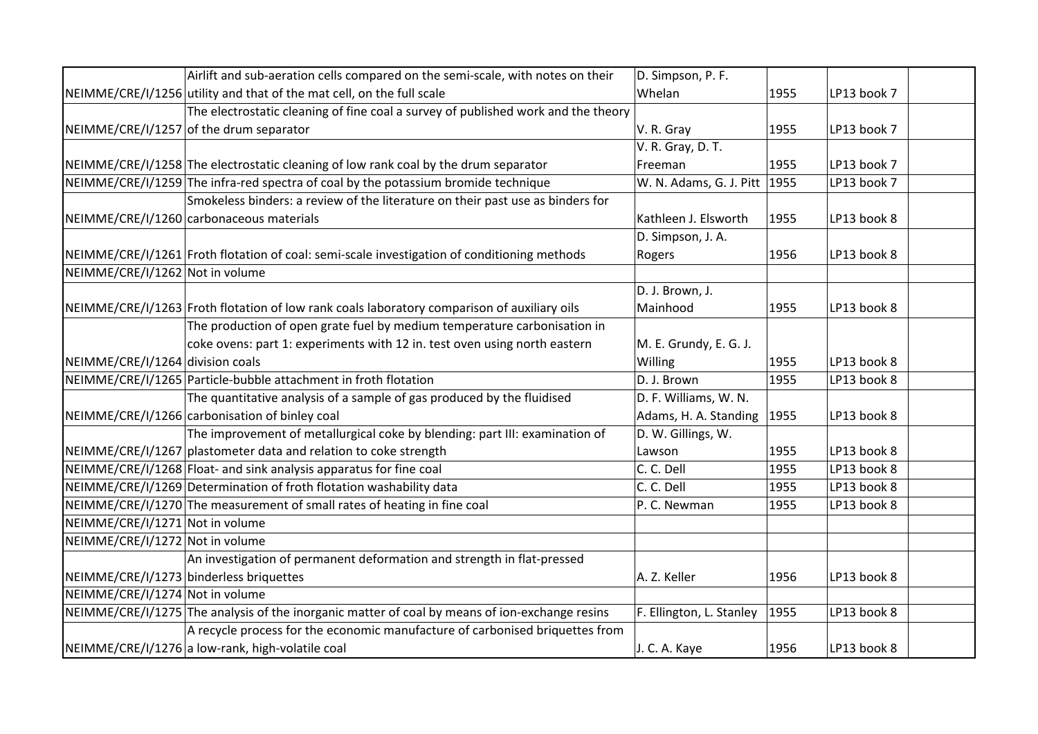| | | | | | |
|---|---|---|---|---|---|
| NEIMME/CRE/I/1256 | Airlift and sub-aeration cells compared on the semi-scale, with notes on their utility and that of the mat cell, on the full scale | D. Simpson, P. F. Whelan | 1955 | LP13 book 7 | |
| NEIMME/CRE/I/1257 | The electrostatic cleaning of fine coal a survey of published work and the theory of the drum separator | V. R. Gray | 1955 | LP13 book 7 | |
| NEIMME/CRE/I/1258 | The electrostatic cleaning of low rank coal by the drum separator | V. R. Gray, D. T. Freeman | 1955 | LP13 book 7 | |
| NEIMME/CRE/I/1259 | The infra-red spectra of coal by the potassium bromide technique | W. N. Adams, G. J. Pitt | 1955 | LP13 book 7 | |
| NEIMME/CRE/I/1260 | Smokeless binders: a review of the literature on their past use as binders for carbonaceous materials | Kathleen J. Elsworth | 1955 | LP13 book 8 | |
| NEIMME/CRE/I/1261 | Froth flotation of coal: semi-scale investigation of conditioning methods | D. Simpson, J. A. Rogers | 1956 | LP13 book 8 | |
| NEIMME/CRE/I/1262 | Not in volume | | | | |
| NEIMME/CRE/I/1263 | Froth flotation of low rank coals laboratory comparison of auxiliary oils | D. J. Brown, J. Mainhood | 1955 | LP13 book 8 | |
| NEIMME/CRE/I/1264 | The production of open grate fuel by medium temperature carbonisation in coke ovens: part 1: experiments with 12 in. test oven using north eastern division coals | M. E. Grundy, E. G. J. Willing | 1955 | LP13 book 8 | |
| NEIMME/CRE/I/1265 | Particle-bubble attachment in froth flotation | D. J. Brown | 1955 | LP13 book 8 | |
| NEIMME/CRE/I/1266 | The quantitative analysis of a sample of gas produced by the fluidised carbonisation of binley coal | D. F. Williams, W. N. Adams, H. A. Standing | 1955 | LP13 book 8 | |
| NEIMME/CRE/I/1267 | The improvement of metallurgical coke by blending: part III: examination of plastometer data and relation to coke strength | D. W. Gillings, W. Lawson | 1955 | LP13 book 8 | |
| NEIMME/CRE/I/1268 | Float- and sink analysis apparatus for fine coal | C. C. Dell | 1955 | LP13 book 8 | |
| NEIMME/CRE/I/1269 | Determination of froth flotation washability data | C. C. Dell | 1955 | LP13 book 8 | |
| NEIMME/CRE/I/1270 | The measurement of small rates of heating in fine coal | P. C. Newman | 1955 | LP13 book 8 | |
| NEIMME/CRE/I/1271 | Not in volume | | | | |
| NEIMME/CRE/I/1272 | Not in volume | | | | |
| NEIMME/CRE/I/1273 | An investigation of permanent deformation and strength in flat-pressed binderless briquettes | A. Z. Keller | 1956 | LP13 book 8 | |
| NEIMME/CRE/I/1274 | Not in volume | | | | |
| NEIMME/CRE/I/1275 | The analysis of the inorganic matter of coal by means of ion-exchange resins | F. Ellington, L. Stanley | 1955 | LP13 book 8 | |
| NEIMME/CRE/I/1276 | A recycle process for the economic manufacture of carbonised briquettes from a low-rank, high-volatile coal | J. C. A. Kaye | 1956 | LP13 book 8 | |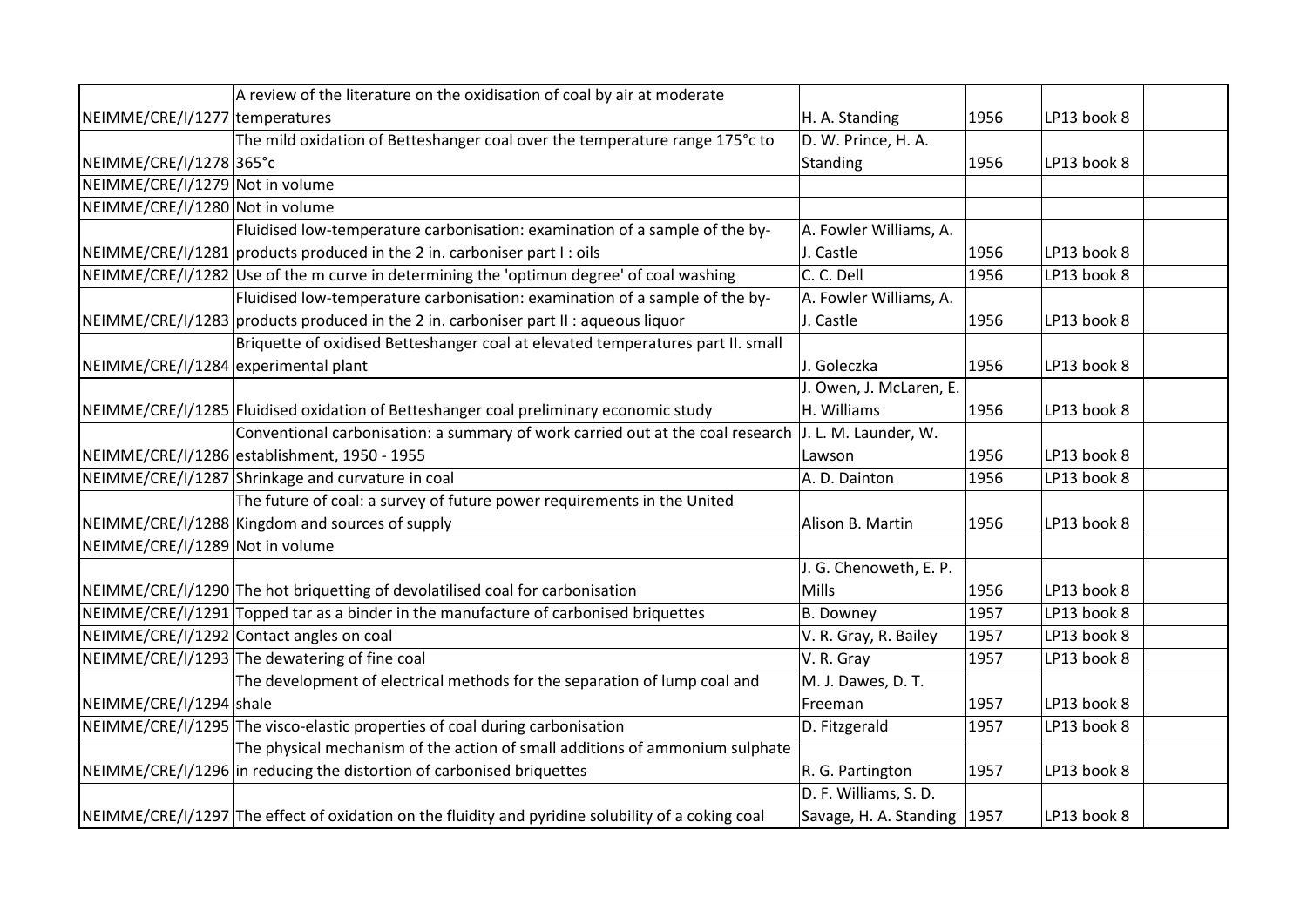| | | | | | |
|---|---|---|---|---|---|
| NEIMME/CRE/I/1277 | A review of the literature on the oxidisation of coal by air at moderate temperatures | H. A. Standing | 1956 | LP13 book 8 | |
| NEIMME/CRE/I/1278 | The mild oxidation of Betteshanger coal over the temperature range 175°c to 365°c | D. W. Prince, H. A. Standing | 1956 | LP13 book 8 | |
| NEIMME/CRE/I/1279 | Not in volume | | | | |
| NEIMME/CRE/I/1280 | Not in volume | | | | |
| NEIMME/CRE/I/1281 | Fluidised low-temperature carbonisation: examination of a sample of the by-products produced in the 2 in. carboniser part I : oils | A. Fowler Williams, A. J. Castle | 1956 | LP13 book 8 | |
| NEIMME/CRE/I/1282 | Use of the m curve in determining the 'optimun degree' of coal washing | C. C. Dell | 1956 | LP13 book 8 | |
| NEIMME/CRE/I/1283 | Fluidised low-temperature carbonisation: examination of a sample of the by-products produced in the 2 in. carboniser part II : aqueous liquor | A. Fowler Williams, A. J. Castle | 1956 | LP13 book 8 | |
| NEIMME/CRE/I/1284 | Briquette of oxidised Betteshanger coal at elevated temperatures part II. small experimental plant | J. Goleczka | 1956 | LP13 book 8 | |
| NEIMME/CRE/I/1285 | Fluidised oxidation of Betteshanger coal preliminary economic study | J. Owen, J. McLaren, E. H. Williams | 1956 | LP13 book 8 | |
| NEIMME/CRE/I/1286 | Conventional carbonisation: a summary of work carried out at the coal research establishment, 1950 - 1955 | J. L. M. Launder, W. Lawson | 1956 | LP13 book 8 | |
| NEIMME/CRE/I/1287 | Shrinkage and curvature in coal | A. D. Dainton | 1956 | LP13 book 8 | |
| NEIMME/CRE/I/1288 | The future of coal: a survey of future power requirements in the United Kingdom and sources of supply | Alison B. Martin | 1956 | LP13 book 8 | |
| NEIMME/CRE/I/1289 | Not in volume | | | | |
| NEIMME/CRE/I/1290 | The hot briquetting of devolatilised coal for carbonisation | J. G. Chenoweth, E. P. Mills | 1956 | LP13 book 8 | |
| NEIMME/CRE/I/1291 | Topped tar as a binder in the manufacture of carbonised briquettes | B. Downey | 1957 | LP13 book 8 | |
| NEIMME/CRE/I/1292 | Contact angles on coal | V. R. Gray, R. Bailey | 1957 | LP13 book 8 | |
| NEIMME/CRE/I/1293 | The dewatering of fine coal | V. R. Gray | 1957 | LP13 book 8 | |
| NEIMME/CRE/I/1294 | The development of electrical methods for the separation of lump coal and shale | M. J. Dawes, D. T. Freeman | 1957 | LP13 book 8 | |
| NEIMME/CRE/I/1295 | The visco-elastic properties of coal during carbonisation | D. Fitzgerald | 1957 | LP13 book 8 | |
| NEIMME/CRE/I/1296 | The physical mechanism of the action of small additions of ammonium sulphate in reducing the distortion of carbonised briquettes | R. G. Partington | 1957 | LP13 book 8 | |
| NEIMME/CRE/I/1297 | The effect of oxidation on the fluidity and pyridine solubility of a coking coal | D. F. Williams, S. D. Savage, H. A. Standing | 1957 | LP13 book 8 | |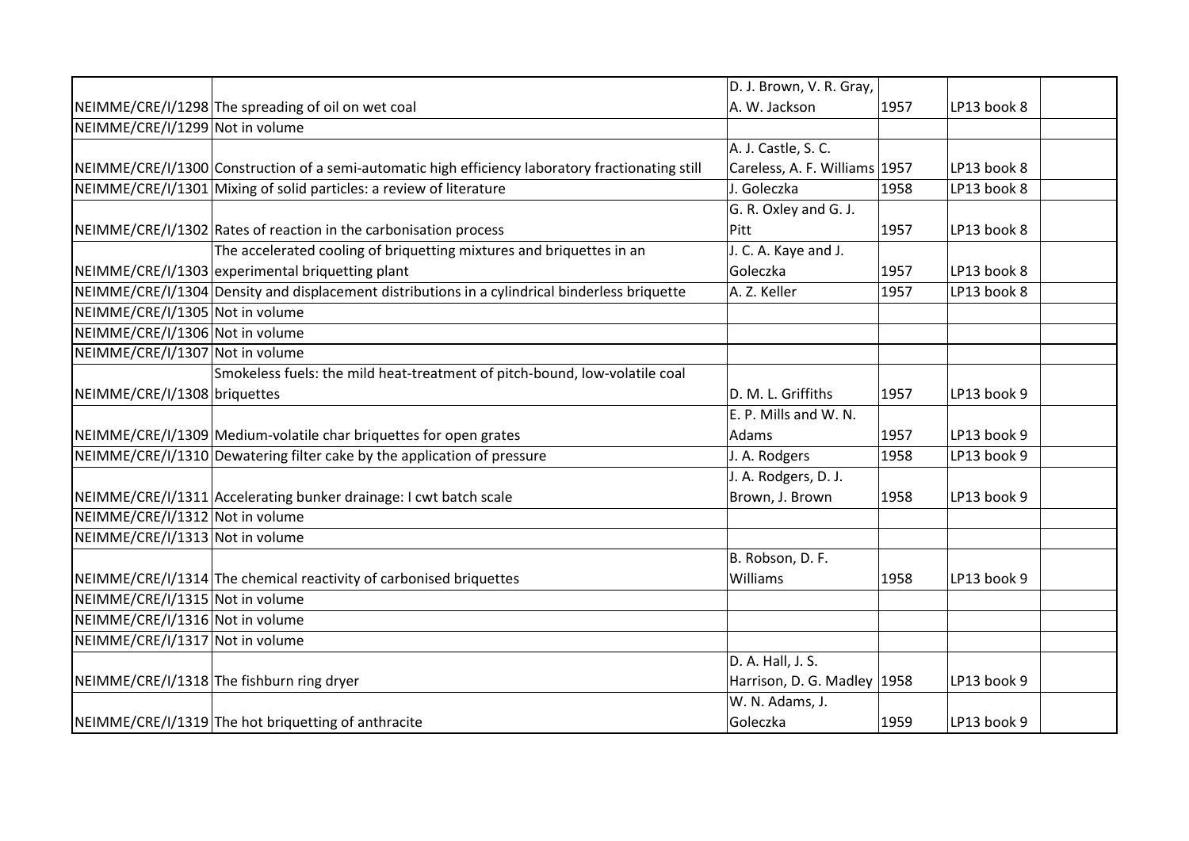| | | | | | |
|---|---|---|---|---|---|
| NEIMME/CRE/I/1298 | The spreading of oil on wet coal | D. J. Brown, V. R. Gray, A. W. Jackson | 1957 | LP13 book 8 | |
| NEIMME/CRE/I/1299 | Not in volume | | | | |
| NEIMME/CRE/I/1300 | Construction of a semi-automatic high efficiency laboratory fractionating still | A. J. Castle, S. C. Careless, A. F. Williams | 1957 | LP13 book 8 | |
| NEIMME/CRE/I/1301 | Mixing of solid particles: a review of literature | J. Goleczka | 1958 | LP13 book 8 | |
| NEIMME/CRE/I/1302 | Rates of reaction in the carbonisation process | G. R. Oxley and G. J. Pitt | 1957 | LP13 book 8 | |
| NEIMME/CRE/I/1303 | The accelerated cooling of briquetting mixtures and briquettes in an experimental briquetting plant | J. C. A. Kaye and J. Goleczka | 1957 | LP13 book 8 | |
| NEIMME/CRE/I/1304 | Density and displacement distributions in a cylindrical binderless briquette | A. Z. Keller | 1957 | LP13 book 8 | |
| NEIMME/CRE/I/1305 | Not in volume | | | | |
| NEIMME/CRE/I/1306 | Not in volume | | | | |
| NEIMME/CRE/I/1307 | Not in volume | | | | |
| NEIMME/CRE/I/1308 | Smokeless fuels: the mild heat-treatment of pitch-bound, low-volatile coal briquettes | D. M. L. Griffiths | 1957 | LP13 book 9 | |
| NEIMME/CRE/I/1309 | Medium-volatile char briquettes for open grates | E. P. Mills and W. N. Adams | 1957 | LP13 book 9 | |
| NEIMME/CRE/I/1310 | Dewatering filter cake by the application of pressure | J. A. Rodgers | 1958 | LP13 book 9 | |
| NEIMME/CRE/I/1311 | Accelerating bunker drainage: I cwt batch scale | J. A. Rodgers, D. J. Brown, J. Brown | 1958 | LP13 book 9 | |
| NEIMME/CRE/I/1312 | Not in volume | | | | |
| NEIMME/CRE/I/1313 | Not in volume | | | | |
| NEIMME/CRE/I/1314 | The chemical reactivity of carbonised briquettes | B. Robson, D. F. Williams | 1958 | LP13 book 9 | |
| NEIMME/CRE/I/1315 | Not in volume | | | | |
| NEIMME/CRE/I/1316 | Not in volume | | | | |
| NEIMME/CRE/I/1317 | Not in volume | | | | |
| NEIMME/CRE/I/1318 | The fishburn ring dryer | D. A. Hall, J. S. Harrison, D. G. Madley | 1958 | LP13 book 9 | |
| NEIMME/CRE/I/1319 | The hot briquetting of anthracite | W. N. Adams, J. Goleczka | 1959 | LP13 book 9 | |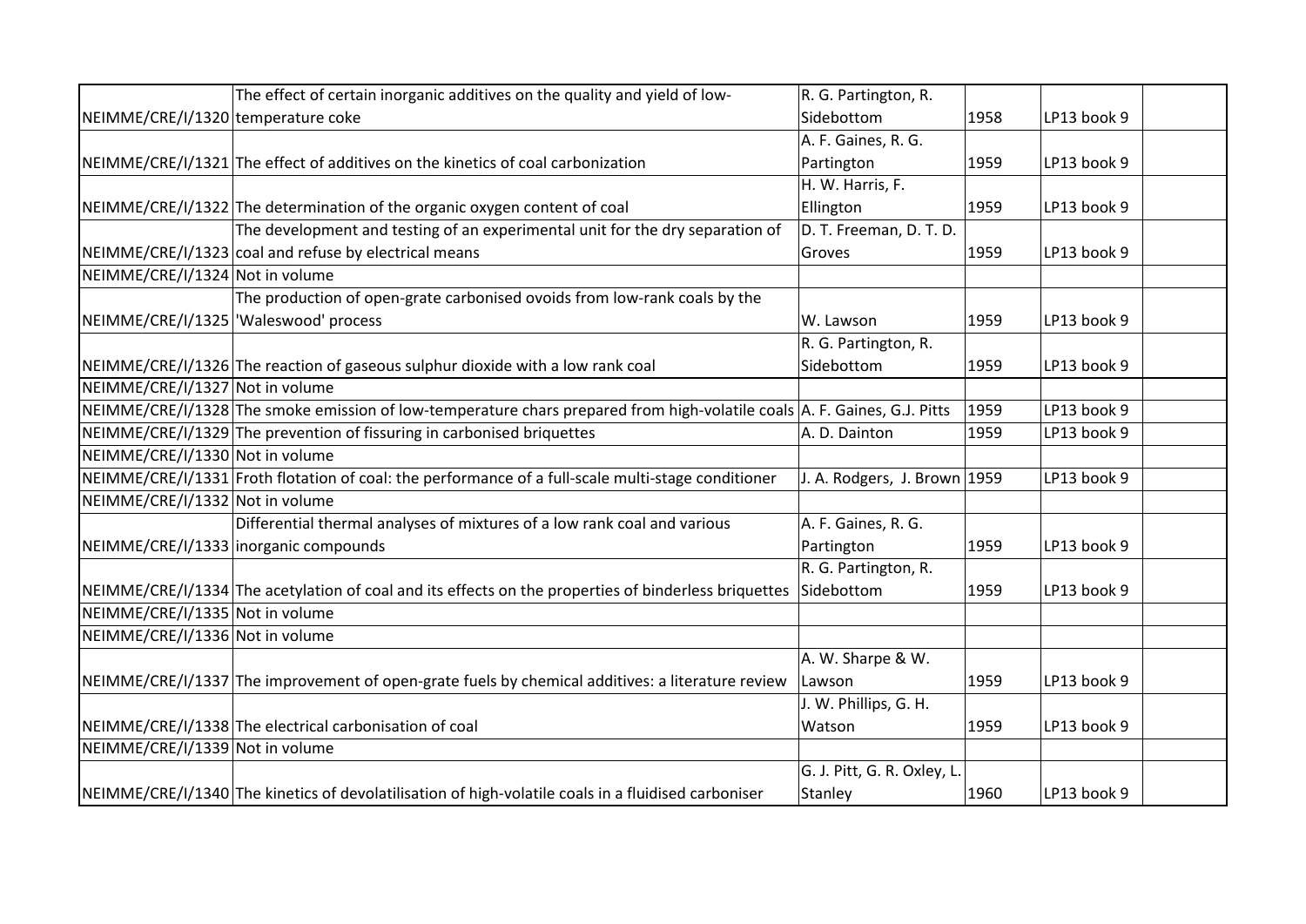| | | | | | |
|---|---|---|---|---|---|
| NEIMME/CRE/I/1320 | The effect of certain inorganic additives on the quality and yield of low-temperature coke | R. G. Partington, R. Sidebottom | 1958 | LP13 book 9 | |
| NEIMME/CRE/I/1321 | The effect of additives on the kinetics of coal carbonization | A. F. Gaines, R. G. Partington | 1959 | LP13 book 9 | |
| NEIMME/CRE/I/1322 | The determination of the organic oxygen content of coal | H. W. Harris, F. Ellington | 1959 | LP13 book 9 | |
| NEIMME/CRE/I/1323 | The development and testing of an experimental unit for the dry separation of coal and refuse by electrical means | D. T. Freeman, D. T. D. Groves | 1959 | LP13 book 9 | |
| NEIMME/CRE/I/1324 | Not in volume | | | | |
| NEIMME/CRE/I/1325 | The production of open-grate carbonised ovoids from low-rank coals by the 'Waleswood' process | W. Lawson | 1959 | LP13 book 9 | |
| NEIMME/CRE/I/1326 | The reaction of gaseous sulphur dioxide with a low rank coal | R. G. Partington, R. Sidebottom | 1959 | LP13 book 9 | |
| NEIMME/CRE/I/1327 | Not in volume | | | | |
| NEIMME/CRE/I/1328 | The smoke emission of low-temperature chars prepared from high-volatile coals | A. F. Gaines, G.J. Pitts | 1959 | LP13 book 9 | |
| NEIMME/CRE/I/1329 | The prevention of fissuring in carbonised briquettes | A. D. Dainton | 1959 | LP13 book 9 | |
| NEIMME/CRE/I/1330 | Not in volume | | | | |
| NEIMME/CRE/I/1331 | Froth flotation of coal: the performance of a full-scale multi-stage conditioner | J. A. Rodgers, J. Brown | 1959 | LP13 book 9 | |
| NEIMME/CRE/I/1332 | Not in volume | | | | |
| NEIMME/CRE/I/1333 | Differential thermal analyses of mixtures of a low rank coal and various inorganic compounds | A. F. Gaines, R. G. Partington | 1959 | LP13 book 9 | |
| NEIMME/CRE/I/1334 | The acetylation of coal and its effects on the properties of binderless briquettes | R. G. Partington, R. Sidebottom | 1959 | LP13 book 9 | |
| NEIMME/CRE/I/1335 | Not in volume | | | | |
| NEIMME/CRE/I/1336 | Not in volume | | | | |
| NEIMME/CRE/I/1337 | The improvement of open-grate fuels by chemical additives: a literature review | A. W. Sharpe & W. Lawson | 1959 | LP13 book 9 | |
| NEIMME/CRE/I/1338 | The electrical carbonisation of coal | J. W. Phillips, G. H. Watson | 1959 | LP13 book 9 | |
| NEIMME/CRE/I/1339 | Not in volume | | | | |
| NEIMME/CRE/I/1340 | The kinetics of devolatilisation of high-volatile coals in a fluidised carboniser | G. J. Pitt, G. R. Oxley, L. Stanley | 1960 | LP13 book 9 | |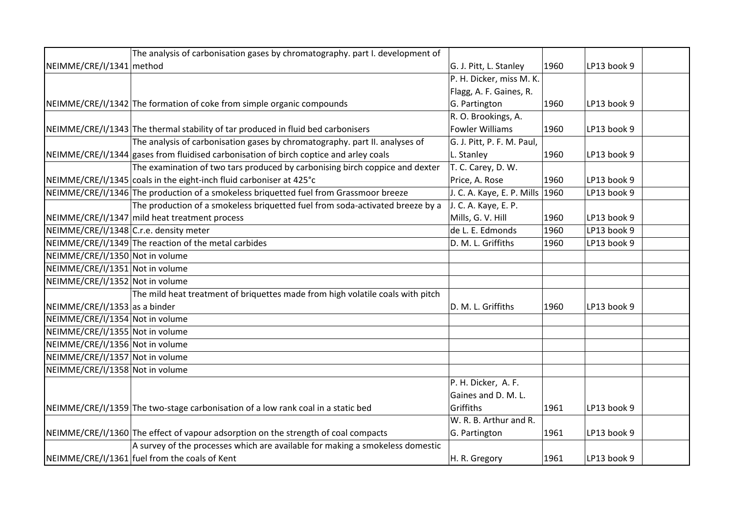| | | | | | |
|---|---|---|---|---|---|
| NEIMME/CRE/I/1341 | The analysis of carbonisation gases by chromatography. part I. development of method | G. J. Pitt, L. Stanley | 1960 | LP13 book 9 | |
| NEIMME/CRE/I/1342 | The formation of coke from simple organic compounds | P. H. Dicker, miss M. K. Flagg, A. F. Gaines, R. G. Partington | 1960 | LP13 book 9 | |
| NEIMME/CRE/I/1343 | The thermal stability of tar produced in fluid bed carbonisers | R. O. Brookings, A. Fowler Williams | 1960 | LP13 book 9 | |
| NEIMME/CRE/I/1344 | The analysis of carbonisation gases by chromatography. part II. analyses of gases from fluidised carbonisation of birch coptice and arley coals | G. J. Pitt, P. F. M. Paul, L. Stanley | 1960 | LP13 book 9 | |
| NEIMME/CRE/I/1345 | The examination of two tars produced by carbonising birch coppice and dexter coals in the eight-inch fluid carboniser at 425°c | T. C. Carey, D. W. Price, A. Rose | 1960 | LP13 book 9 | |
| NEIMME/CRE/I/1346 | The production of a smokeless briquetted fuel from Grassmoor breeze | J. C. A. Kaye, E. P. Mills | 1960 | LP13 book 9 | |
| NEIMME/CRE/I/1347 | The production of a smokeless briquetted fuel from soda-activated breeze by a mild heat treatment process | J. C. A. Kaye, E. P. Mills, G. V. Hill | 1960 | LP13 book 9 | |
| NEIMME/CRE/I/1348 | C.r.e. density meter | de L. E. Edmonds | 1960 | LP13 book 9 | |
| NEIMME/CRE/I/1349 | The reaction of the metal carbides | D. M. L. Griffiths | 1960 | LP13 book 9 | |
| NEIMME/CRE/I/1350 | Not in volume | | | | |
| NEIMME/CRE/I/1351 | Not in volume | | | | |
| NEIMME/CRE/I/1352 | Not in volume | | | | |
| NEIMME/CRE/I/1353 | The mild heat treatment of briquettes made from high volatile coals with pitch as a binder | D. M. L. Griffiths | 1960 | LP13 book 9 | |
| NEIMME/CRE/I/1354 | Not in volume | | | | |
| NEIMME/CRE/I/1355 | Not in volume | | | | |
| NEIMME/CRE/I/1356 | Not in volume | | | | |
| NEIMME/CRE/I/1357 | Not in volume | | | | |
| NEIMME/CRE/I/1358 | Not in volume | | | | |
| NEIMME/CRE/I/1359 | The two-stage carbonisation of a low rank coal in a static bed | P. H. Dicker, A. F. Gaines and D. M. L. Griffiths | 1961 | LP13 book 9 | |
| NEIMME/CRE/I/1360 | The effect of vapour adsorption on the strength of coal compacts | W. R. B. Arthur and R. G. Partington | 1961 | LP13 book 9 | |
| NEIMME/CRE/I/1361 | A survey of the processes which are available for making a smokeless domestic fuel from the coals of Kent | H. R. Gregory | 1961 | LP13 book 9 | |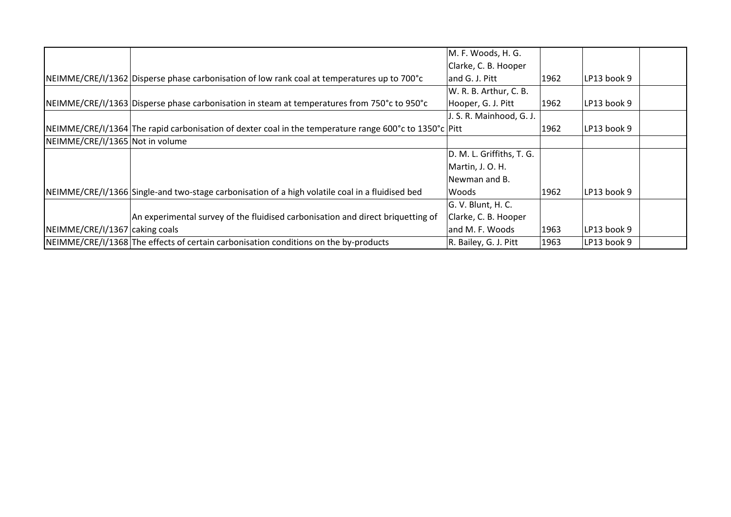| | | | | | |
|---|---|---|---|---|---|
| NEIMME/CRE/I/1362 | Disperse phase carbonisation of low rank coal at temperatures up to 700°c | M. F. Woods, H. G. Clarke, C. B. Hooper and G. J. Pitt | 1962 | LP13 book 9 | |
| NEIMME/CRE/I/1363 | Disperse phase carbonisation in steam at temperatures from 750°c to 950°c | W. R. B. Arthur, C. B. Hooper, G. J. Pitt | 1962 | LP13 book 9 | |
| NEIMME/CRE/I/1364 | The rapid carbonisation of dexter coal in the temperature range 600°c to 1350°c | J. S. R. Mainhood, G. J. Pitt | 1962 | LP13 book 9 | |
| NEIMME/CRE/I/1365 | Not in volume | | | | |
| NEIMME/CRE/I/1366 | Single-and two-stage carbonisation of a high volatile coal in a fluidised bed | D. M. L. Griffiths, T. G. Martin, J. O. H. Newman and B. Woods | 1962 | LP13 book 9 | |
| NEIMME/CRE/I/1367 | An experimental survey of the fluidised carbonisation and direct briquetting of caking coals | G. V. Blunt, H. C. Clarke, C. B. Hooper and M. F. Woods | 1963 | LP13 book 9 | |
| NEIMME/CRE/I/1368 | The effects of certain carbonisation conditions on the by-products | R. Bailey, G. J. Pitt | 1963 | LP13 book 9 | |